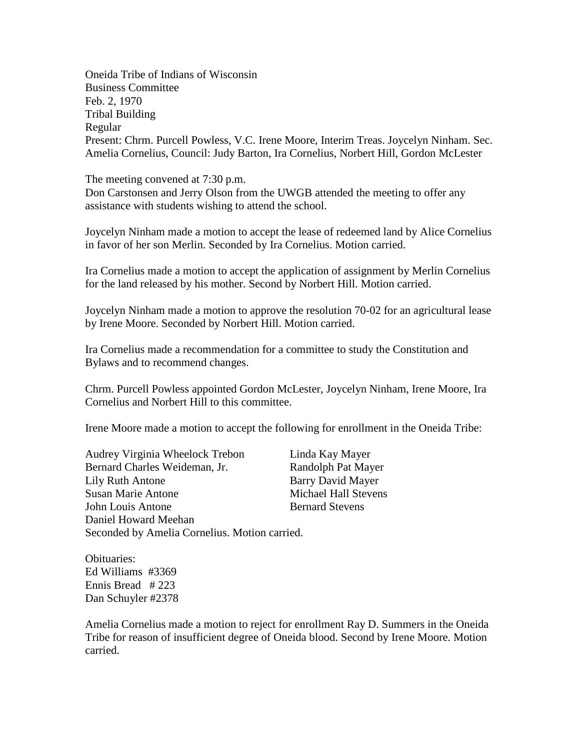Oneida Tribe of Indians of Wisconsin
Business Committee
Feb. 2, 1970
Tribal Building
Regular
Present: Chrm. Purcell Powless, V.C. Irene Moore, Interim Treas. Joycelyn Ninham. Sec. Amelia Cornelius, Council: Judy Barton, Ira Cornelius, Norbert Hill, Gordon McLester

The meeting convened at 7:30 p.m.
Don Carstonsen and Jerry Olson from the UWGB attended the meeting to offer any assistance with students wishing to attend the school.

Joycelyn Ninham made a motion to accept the lease of redeemed land by Alice Cornelius in favor of her son Merlin. Seconded by Ira Cornelius. Motion carried.

Ira Cornelius made a motion to accept the application of assignment by Merlin Cornelius for the land released by his mother. Second by Norbert Hill. Motion carried.

Joycelyn Ninham made a motion to approve the resolution 70-02 for an agricultural lease by Irene Moore. Seconded by Norbert Hill. Motion carried.

Ira Cornelius made a recommendation for a committee to study the Constitution and Bylaws and to recommend changes.

Chrm. Purcell Powless appointed Gordon McLester, Joycelyn Ninham, Irene Moore, Ira Cornelius and Norbert Hill to this committee.

Irene Moore made a motion to accept the following for enrollment in the Oneida Tribe:

Audrey Virginia Wheelock Trebon
Bernard Charles Weideman, Jr.
Lily Ruth Antone
Susan Marie Antone
John Louis Antone
Daniel Howard Meehan
Linda Kay Mayer
Randolph Pat Mayer
Barry David Mayer
Michael Hall Stevens
Bernard Stevens

Seconded by Amelia Cornelius. Motion carried.

Obituaries:
Ed Williams #3369
Ennis Bread # 223
Dan Schuyler #2378

Amelia Cornelius made a motion to reject for enrollment Ray D. Summers in the Oneida Tribe for reason of insufficient degree of Oneida blood. Second by Irene Moore. Motion carried.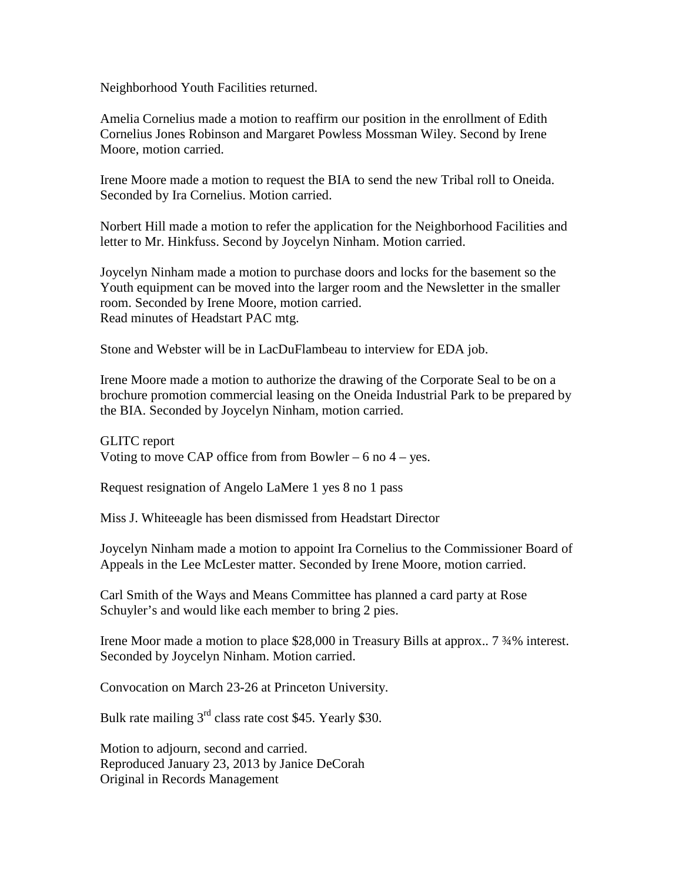Neighborhood Youth Facilities returned.

Amelia Cornelius made a motion to reaffirm our position in the enrollment of Edith Cornelius Jones Robinson and Margaret Powless Mossman Wiley. Second by Irene Moore, motion carried.

Irene Moore made a motion to request the BIA to send the new Tribal roll to Oneida. Seconded by Ira Cornelius. Motion carried.

Norbert Hill made a motion to refer the application for the Neighborhood Facilities and letter to Mr. Hinkfuss. Second by Joycelyn Ninham. Motion carried.

Joycelyn Ninham made a motion to purchase doors and locks for the basement so the Youth equipment can be moved into the larger room and the Newsletter in the smaller room. Seconded by Irene Moore, motion carried.
Read minutes of Headstart PAC mtg.

Stone and Webster will be in LacDuFlambeau to interview for EDA job.

Irene Moore made a motion to authorize the drawing of the Corporate Seal to be on a brochure promotion commercial leasing on the Oneida Industrial Park to be prepared by the BIA. Seconded by Joycelyn Ninham, motion carried.

GLITC report
Voting to move CAP office from from Bowler – 6 no 4 – yes.

Request resignation of Angelo LaMere 1 yes 8 no 1 pass

Miss J. Whiteeagle has been dismissed from Headstart Director

Joycelyn Ninham made a motion to appoint Ira Cornelius to the Commissioner Board of Appeals in the Lee McLester matter. Seconded by Irene Moore, motion carried.

Carl Smith of the Ways and Means Committee has planned a card party at Rose Schuyler's and would like each member to bring 2 pies.

Irene Moor made a motion to place $28,000 in Treasury Bills at approx.. 7 ¾% interest. Seconded by Joycelyn Ninham. Motion carried.

Convocation on March 23-26 at Princeton University.

Bulk rate mailing 3rd class rate cost $45. Yearly $30.

Motion to adjourn, second and carried.
Reproduced January 23, 2013 by Janice DeCorah
Original in Records Management